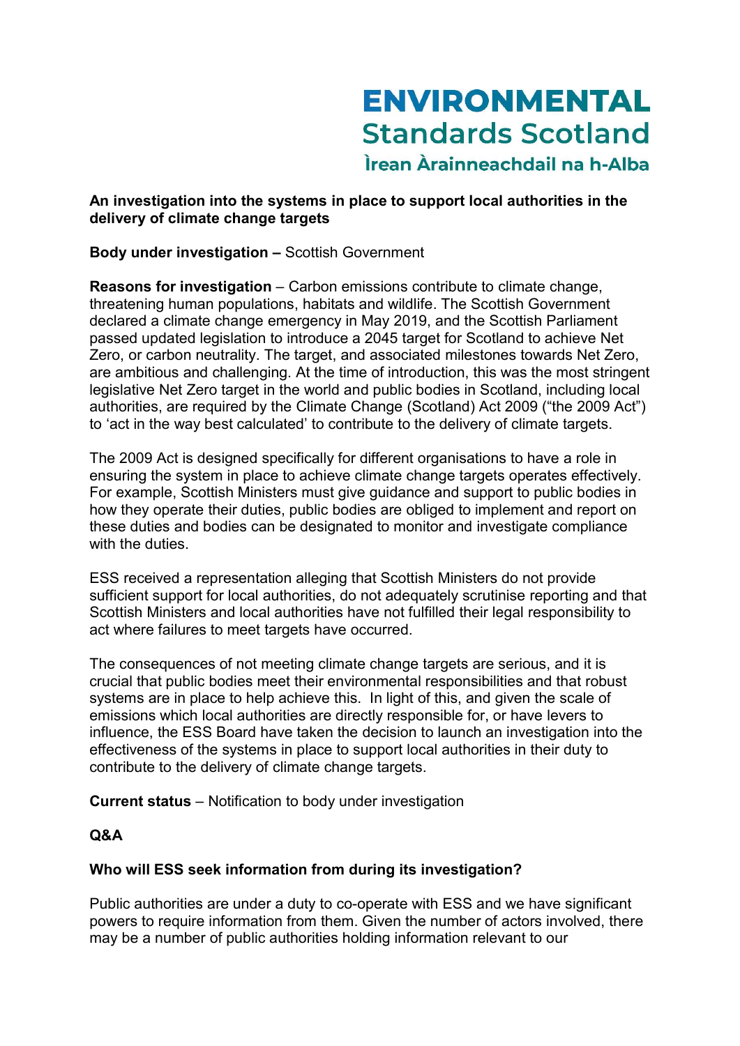**ENVIRONMENTAL Standards Scotland**
**Ìrean Àrainneachdail na h-Alba**

**An investigation into the systems in place to support local authorities in the delivery of climate change targets**

**Body under investigation –** Scottish Government

**Reasons for investigation** – Carbon emissions contribute to climate change, threatening human populations, habitats and wildlife. The Scottish Government declared a climate change emergency in May 2019, and the Scottish Parliament passed updated legislation to introduce a 2045 target for Scotland to achieve Net Zero, or carbon neutrality. The target, and associated milestones towards Net Zero, are ambitious and challenging. At the time of introduction, this was the most stringent legislative Net Zero target in the world and public bodies in Scotland, including local authorities, are required by the Climate Change (Scotland) Act 2009 ("the 2009 Act") to 'act in the way best calculated' to contribute to the delivery of climate targets.

The 2009 Act is designed specifically for different organisations to have a role in ensuring the system in place to achieve climate change targets operates effectively. For example, Scottish Ministers must give guidance and support to public bodies in how they operate their duties, public bodies are obliged to implement and report on these duties and bodies can be designated to monitor and investigate compliance with the duties.

ESS received a representation alleging that Scottish Ministers do not provide sufficient support for local authorities, do not adequately scrutinise reporting and that Scottish Ministers and local authorities have not fulfilled their legal responsibility to act where failures to meet targets have occurred.

The consequences of not meeting climate change targets are serious, and it is crucial that public bodies meet their environmental responsibilities and that robust systems are in place to help achieve this. In light of this, and given the scale of emissions which local authorities are directly responsible for, or have levers to influence, the ESS Board have taken the decision to launch an investigation into the effectiveness of the systems in place to support local authorities in their duty to contribute to the delivery of climate change targets.

**Current status** – Notification to body under investigation

**Q&A**

**Who will ESS seek information from during its investigation?**

Public authorities are under a duty to co-operate with ESS and we have significant powers to require information from them. Given the number of actors involved, there may be a number of public authorities holding information relevant to our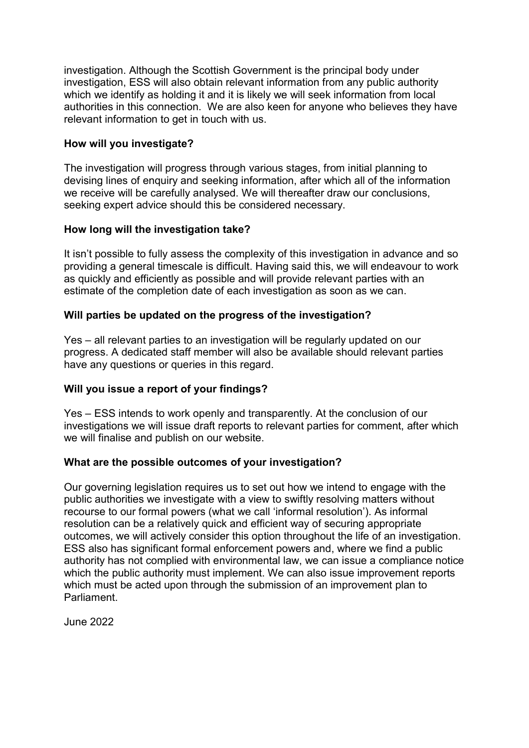investigation. Although the Scottish Government is the principal body under investigation, ESS will also obtain relevant information from any public authority which we identify as holding it and it is likely we will seek information from local authorities in this connection. We are also keen for anyone who believes they have relevant information to get in touch with us.

**How will you investigate?**

The investigation will progress through various stages, from initial planning to devising lines of enquiry and seeking information, after which all of the information we receive will be carefully analysed. We will thereafter draw our conclusions, seeking expert advice should this be considered necessary.

**How long will the investigation take?**

It isn't possible to fully assess the complexity of this investigation in advance and so providing a general timescale is difficult. Having said this, we will endeavour to work as quickly and efficiently as possible and will provide relevant parties with an estimate of the completion date of each investigation as soon as we can.

**Will parties be updated on the progress of the investigation?**

Yes – all relevant parties to an investigation will be regularly updated on our progress. A dedicated staff member will also be available should relevant parties have any questions or queries in this regard.

**Will you issue a report of your findings?**

Yes – ESS intends to work openly and transparently. At the conclusion of our investigations we will issue draft reports to relevant parties for comment, after which we will finalise and publish on our website.

**What are the possible outcomes of your investigation?**

Our governing legislation requires us to set out how we intend to engage with the public authorities we investigate with a view to swiftly resolving matters without recourse to our formal powers (what we call 'informal resolution'). As informal resolution can be a relatively quick and efficient way of securing appropriate outcomes, we will actively consider this option throughout the life of an investigation. ESS also has significant formal enforcement powers and, where we find a public authority has not complied with environmental law, we can issue a compliance notice which the public authority must implement. We can also issue improvement reports which must be acted upon through the submission of an improvement plan to Parliament.

June 2022